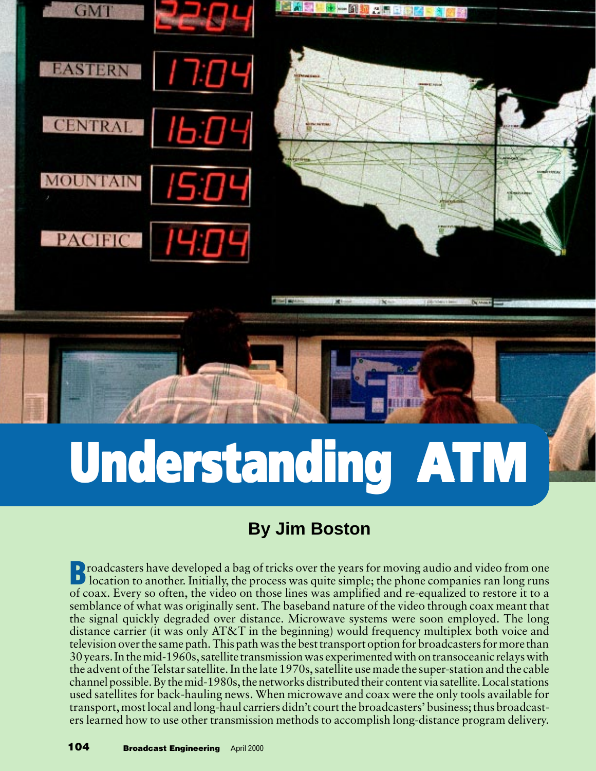# Understanding ATM

**By Jim Boston**

Broadcasters have developed a bag of tricks over the years for moving audio and video from one location to another. Initially, the process was quite simple; the phone companies ran long runs of coax. Every so often, the video on those lines was amplified and re-equalized to restore it to a semblance of what was originally sent. The baseband nature of the video through coax meant that the signal quickly degraded over distance. Microwave systems were soon employed. The long distance carrier (it was only AT&T in the beginning) would frequency multiplex both voice and television over the same path. This path was the best transport option for broadcasters for more than 30 years. In the mid-1960s, satellite transmission was experimented with on transoceanic relays with the advent of the Telstar satellite. In the late 1970s, satellite use made the super-station and the cable channel possible. By the mid-1980s, the networks distributed their content via satellite. Local stations used satellites for back-hauling news. When microwave and coax were the only tools available for transport, most local and long-haul carriers didn't court the broadcasters' business; thus broadcasters learned how to use other transmission methods to accomplish long-distance program delivery.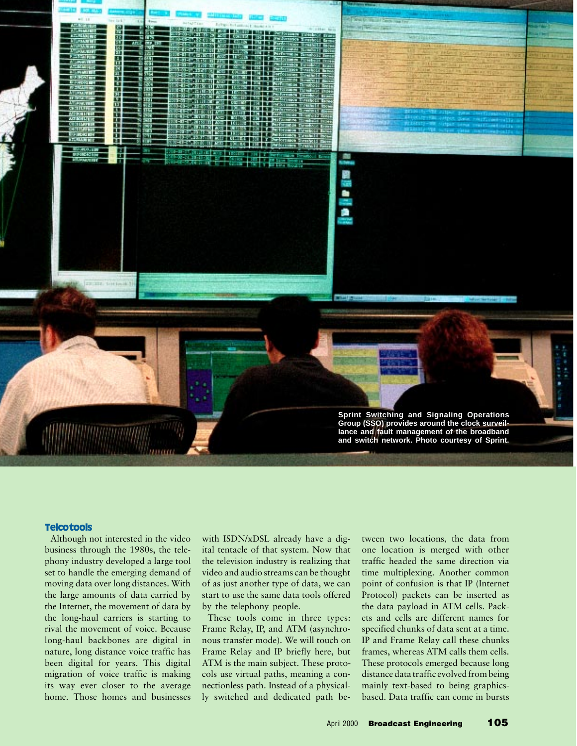Sprint Switching and Signaling Operations Group (SSO) provides around the clock surveillance and fault management of the broadband and switch network. Photo courtesy of Sprint.

### Telco tools

Although not interested in the video business through the 1980s, the telephony industry developed a large tool set to handle the emerging demand of moving data over long distances. With the large amounts of data carried by the Internet, the movement of data by the long-haul carriers is starting to rival the movement of voice. Because long-haul backbones are digital in nature, long distance voice traffic has been digital for years. This digital migration of voice traffic is making its way ever closer to the average home. Those homes and businesses with ISDN/xDSL already have a digital tentacle of that system. Now that the television industry is realizing that video and audio streams can be thought of as just another type of data, we can start to use the same data tools offered by the telephony people.

These tools come in three types: Frame Relay, IP, and ATM (asynchronous transfer mode). We will touch on Frame Relay and IP briefly here, but ATM is the main subject. These protocols use virtual paths, meaning a connectionless path. Instead of a physically switched and dedicated path between two locations, the data from one location is merged with other traffic headed the same direction via time multiplexing. Another common point of confusion is that IP (Internet Protocol) packets can be inserted as the data payload in ATM cells. Packets and cells are different names for specified chunks of data sent at a time. IP and Frame Relay call these chunks frames, whereas ATM calls them cells. These protocols emerged because long distance data traffic evolved from being mainly text-based to being graphics-based. Data traffic can come in bursts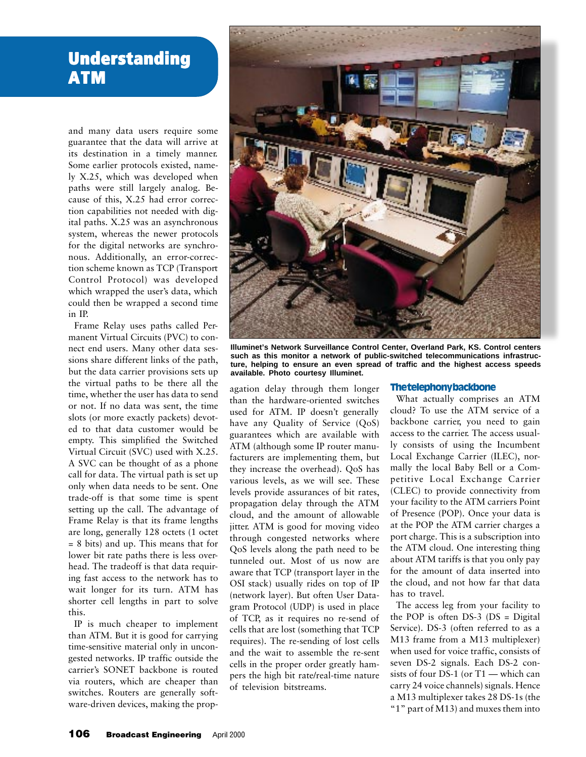# Understanding ATM

and many data users require some guarantee that the data will arrive at its destination in a timely manner. Some earlier protocols existed, namely X.25, which was developed when paths were still largely analog. Because of this, X.25 had error correction capabilities not needed with digital paths. X.25 was an asynchronous system, whereas the newer protocols for the digital networks are synchronous. Additionally, an error-correction scheme known as TCP (Transport Control Protocol) was developed which wrapped the user's data, which could then be wrapped a second time in IP.

Frame Relay uses paths called Permanent Virtual Circuits (PVC) to connect end users. Many other data sessions share different links of the path, but the data carrier provisions sets up the virtual paths to be there all the time, whether the user has data to send or not. If no data was sent, the time slots (or more exactly packets) devoted to that data customer would be empty. This simplified the Switched Virtual Circuit (SVC) used with X.25. A SVC can be thought of as a phone call for data. The virtual path is set up only when data needs to be sent. One trade-off is that some time is spent setting up the call. The advantage of Frame Relay is that its frame lengths are long, generally 128 octets (1 octet = 8 bits) and up. This means that for lower bit rate paths there is less overhead. The tradeoff is that data requiring fast access to the network has to wait longer for its turn. ATM has shorter cell lengths in part to solve this.

IP is much cheaper to implement than ATM. But it is good for carrying time-sensitive material only in uncongested networks. IP traffic outside the carrier's SONET backbone is routed via routers, which are cheaper than switches. Routers are generally software-driven devices, making the propagation delay through them longer than the hardware-oriented switches used for ATM. IP doesn't generally have any Quality of Service (QoS) guarantees which are available with ATM (although some IP router manufacturers are implementing them, but they increase the overhead). QoS has various levels, as we will see. These levels provide assurances of bit rates, propagation delay through the ATM cloud, and the amount of allowable jitter. ATM is good for moving video through congested networks where QoS levels along the path need to be tunneled out. Most of us now are aware that TCP (transport layer in the OSI stack) usually rides on top of IP (network layer). But often User Datagram Protocol (UDP) is used in place of TCP, as it requires no re-send of cells that are lost (something that TCP requires). The re-sending of lost cells and the wait to assemble the re-sent cells in the proper order greatly hampers the high bit rate/real-time nature of television bitstreams.

Illuminet's Network Surveillance Control Center, Overland Park, KS. Control centers such as this monitor a network of public-switched telecommunications infrastructure, helping to ensure an even spread of traffic and the highest access speeds available. Photo courtesy Illuminet.

## The telephony backbone

What actually comprises an ATM cloud? To use the ATM service of a backbone carrier, you need to gain access to the carrier. The access usually consists of using the Incumbent Local Exchange Carrier (ILEC), normally the local Baby Bell or a Competitive Local Exchange Carrier (CLEC) to provide connectivity from your facility to the ATM carriers Point of Presence (POP). Once your data is at the POP the ATM carrier charges a port charge. This is a subscription into the ATM cloud. One interesting thing about ATM tariffs is that you only pay for the amount of data inserted into the cloud, and not how far that data has to travel.

The access leg from your facility to the POP is often DS-3 (DS = Digital Service). DS-3 (often referred to as a M13 frame from a M13 multiplexer) when used for voice traffic, consists of seven DS-2 signals. Each DS-2 consists of four DS-1 (or T1 — which can carry 24 voice channels) signals. Hence a M13 multiplexer takes 28 DS-1s (the "1" part of M13) and muxes them into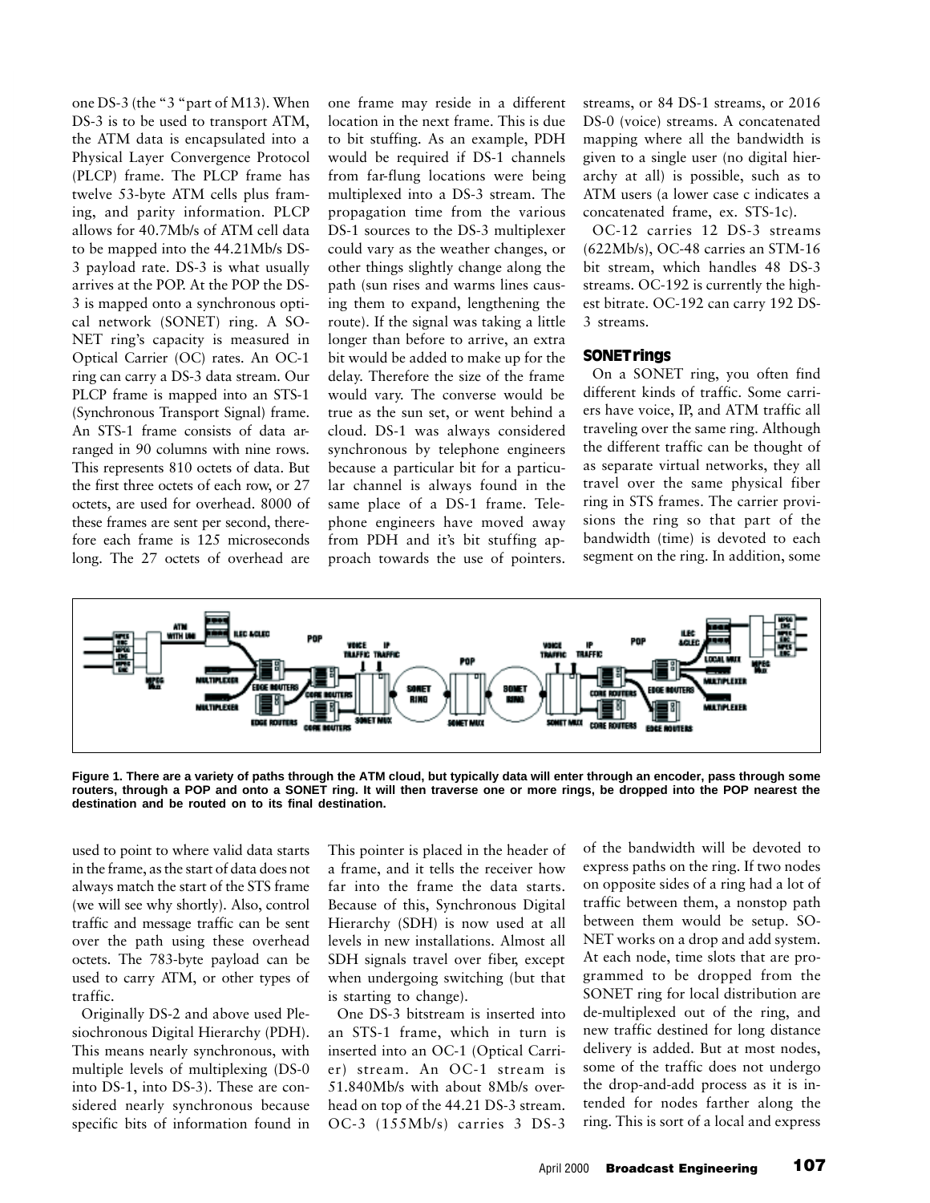one DS-3 (the "3 "part of M13). When DS-3 is to be used to transport ATM, the ATM data is encapsulated into a Physical Layer Convergence Protocol (PLCP) frame. The PLCP frame has twelve 53-byte ATM cells plus framing, and parity information. PLCP allows for 40.7Mb/s of ATM cell data to be mapped into the 44.21Mb/s DS-3 payload rate. DS-3 is what usually arrives at the POP. At the POP the DS-3 is mapped onto a synchronous optical network (SONET) ring. A SONET ring's capacity is measured in Optical Carrier (OC) rates. An OC-1 ring can carry a DS-3 data stream. Our PLCP frame is mapped into an STS-1 (Synchronous Transport Signal) frame. An STS-1 frame consists of data arranged in 90 columns with nine rows. This represents 810 octets of data. But the first three octets of each row, or 27 octets, are used for overhead. 8000 of these frames are sent per second, therefore each frame is 125 microseconds long. The 27 octets of overhead are used to point to where valid data starts in the frame, as the start of data does not always match the start of the STS frame (we will see why shortly). Also, control traffic and message traffic can be sent over the path using these overhead octets. The 783-byte payload can be used to carry ATM, or other types of traffic.

Originally DS-2 and above used Plesiochronous Digital Hierarchy (PDH). This means nearly synchronous, with multiple levels of multiplexing (DS-0 into DS-1, into DS-3). These are considered nearly synchronous because specific bits of information found in one frame may reside in a different location in the next frame. This is due to bit stuffing. As an example, PDH would be required if DS-1 channels from far-flung locations were being multiplexed into a DS-3 stream. The propagation time from the various DS-1 sources to the DS-3 multiplexer could vary as the weather changes, or other things slightly change along the path (sun rises and warms lines causing them to expand, lengthening the route). If the signal was taking a little longer than before to arrive, an extra bit would be added to make up for the delay. Therefore the size of the frame would vary. The converse would be true as the sun set, or went behind a cloud. DS-1 was always considered synchronous by telephone engineers because a particular bit for a particular channel is always found in the same place of a DS-1 frame. Telephone engineers have moved away from PDH and it's bit stuffing approach towards the use of pointers. This pointer is placed in the header of a frame, and it tells the receiver how far into the frame the data starts. Because of this, Synchronous Digital Hierarchy (SDH) is now used at all levels in new installations. Almost all SDH signals travel over fiber, except when undergoing switching (but that is starting to change).

One DS-3 bitstream is inserted into an STS-1 frame, which in turn is inserted into an OC-1 (Optical Carrier) stream. An OC-1 stream is 51.840Mb/s with about 8Mb/s overhead on top of the 44.21 DS-3 stream. OC-3 (155Mb/s) carries 3 DS-3 streams, or 84 DS-1 streams, or 2016 DS-0 (voice) streams. A concatenated mapping where all the bandwidth is given to a single user (no digital hierarchy at all) is possible, such as to ATM users (a lower case c indicates a concatenated frame, ex. STS-1c).

OC-12 carries 12 DS-3 streams (622Mb/s), OC-48 carries an STM-16 bit stream, which handles 48 DS-3 streams. OC-192 is currently the highest bitrate. OC-192 can carry 192 DS-3 streams.

## SONET rings

On a SONET ring, you often find different kinds of traffic. Some carriers have voice, IP, and ATM traffic all traveling over the same ring. Although the different traffic can be thought of as separate virtual networks, they all travel over the same physical fiber ring in STS frames. The carrier provisions the ring so that part of the bandwidth (time) is devoted to each segment on the ring. In addition, some of the bandwidth will be devoted to express paths on the ring. If two nodes on opposite sides of a ring had a lot of traffic between them, a nonstop path between them would be setup. SONET works on a drop and add system. At each node, time slots that are programmed to be dropped from the SONET ring for local distribution are de-multiplexed out of the ring, and new traffic destined for long distance delivery is added. But at most nodes, some of the traffic does not undergo the drop-and-add process as it is intended for nodes farther along the ring. This is sort of a local and express

**Figure 1. There are a variety of paths through the ATM cloud, but typically data will enter through an encoder, pass through some routers, through a POP and onto a SONET ring. It will then traverse one or more rings, be dropped into the POP nearest the destination and be routed on to its final destination.**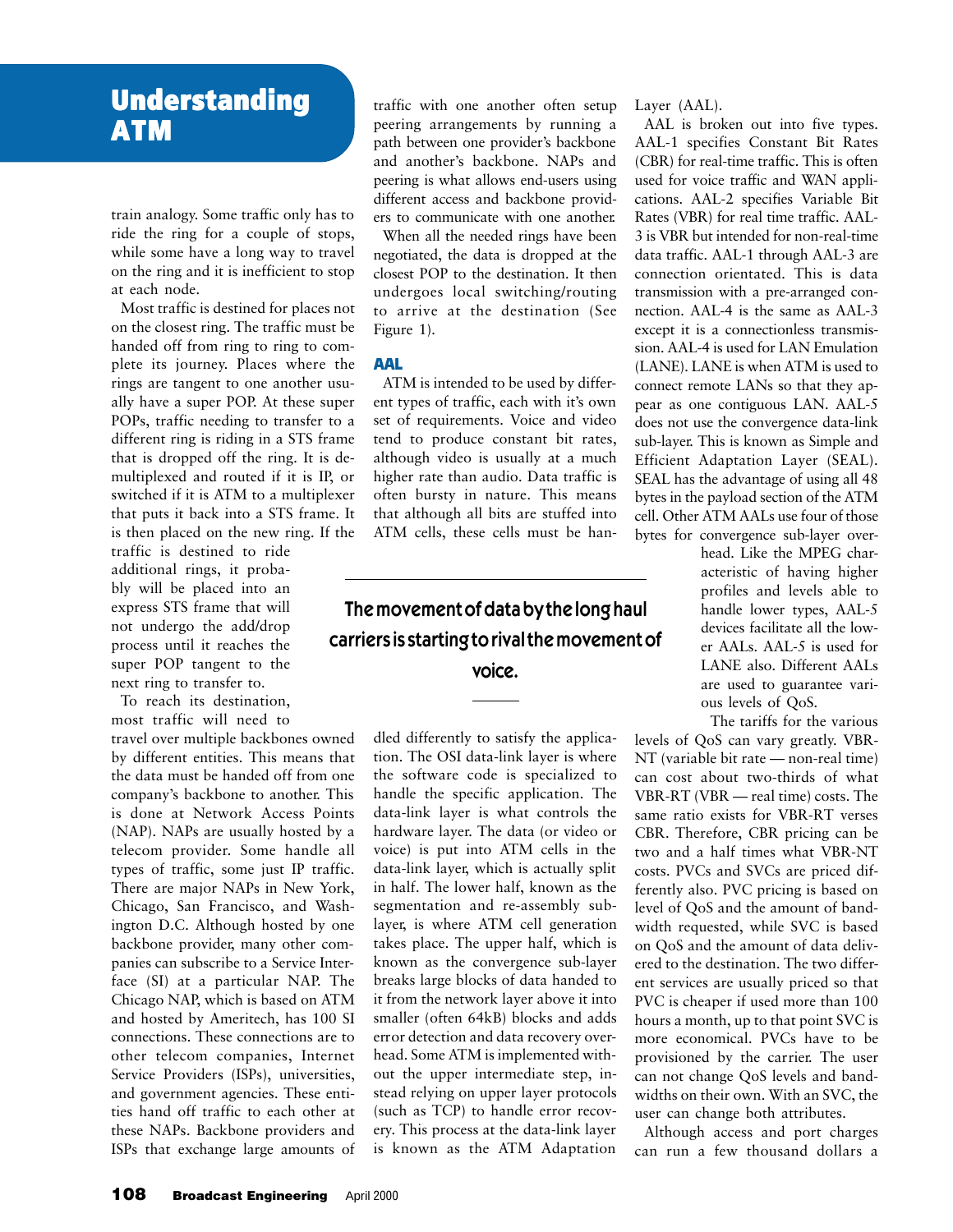train analogy. Some traffic only has to ride the ring for a couple of stops, while some have a long way to travel on the ring and it is inefficient to stop at each node.

Most traffic is destined for places not on the closest ring. The traffic must be handed off from ring to ring to complete its journey. Places where the rings are tangent to one another usually have a super POP. At these super POPs, traffic needing to transfer to a different ring is riding in a STS frame that is dropped off the ring. It is demultiplexed and routed if it is IP, or switched if it is ATM to a multiplexer that puts it back into a STS frame. It is then placed on the new ring. If the traffic is destined to ride additional rings, it probably will be placed into an express STS frame that will not undergo the add/drop process until it reaches the super POP tangent to the next ring to transfer to.

To reach its destination, most traffic will need to travel over multiple backbones owned by different entities. This means that the data must be handed off from one company's backbone to another. This is done at Network Access Points (NAP). NAPs are usually hosted by a telecom provider. Some handle all types of traffic, some just IP traffic. There are major NAPs in New York, Chicago, San Francisco, and Washington D.C. Although hosted by one backbone provider, many other companies can subscribe to a Service Interface (SI) at a particular NAP. The Chicago NAP, which is based on ATM and hosted by Ameritech, has 100 SI connections. These connections are to other telecom companies, Internet Service Providers (ISPs), universities, and government agencies. These entities hand off traffic to each other at these NAPs. Backbone providers and ISPs that exchange large amounts of traffic with one another often setup peering arrangements by running a path between one provider's backbone and another's backbone. NAPs and peering is what allows end-users using different access and backbone providers to communicate with one another.

When all the needed rings have been negotiated, the data is dropped at the closest POP to the destination. It then undergoes local switching/routing to arrive at the destination (See Figure 1).

## AAL

ATM is intended to be used by different types of traffic, each with it's own set of requirements. Voice and video tend to produce constant bit rates, although video is usually at a much higher rate than audio. Data traffic is often bursty in nature. This means that although all bits are stuffed into ATM cells, these cells must be handled differently to satisfy the application. The OSI data-link layer is where the software code is specialized to handle the specific application. The data-link layer is what controls the hardware layer. The data (or video or voice) is put into ATM cells in the data-link layer, which is actually split in half. The lower half, known as the segmentation and re-assembly sub-layer, is where ATM cell generation takes place. The upper half, which is known as the convergence sub-layer breaks large blocks of data handed to it from the network layer above it into smaller (often 64kB) blocks and adds error detection and data recovery overhead. Some ATM is implemented without the upper intermediate step, instead relying on upper layer protocols (such as TCP) to handle error recovery. This process at the data-link layer is known as the ATM Adaptation Layer (AAL).

> The movement of data by the long haul carriers is starting to rival the movement of voice.

AAL is broken out into five types. AAL-1 specifies Constant Bit Rates (CBR) for real-time traffic. This is often used for voice traffic and WAN applications. AAL-2 specifies Variable Bit Rates (VBR) for real time traffic. AAL-3 is VBR but intended for non-real-time data traffic. AAL-1 through AAL-3 are connection orientated. This is data transmission with a pre-arranged connection. AAL-4 is the same as AAL-3 except it is a connectionless transmission. AAL-4 is used for LAN Emulation (LANE). LANE is when ATM is used to connect remote LANs so that they appear as one contiguous LAN. AAL-5 does not use the convergence data-link sub-layer. This is known as Simple and Efficient Adaptation Layer (SEAL). SEAL has the advantage of using all 48 bytes in the payload section of the ATM cell. Other ATM AALs use four of those bytes for convergence sub-layer overhead. Like the MPEG characteristic of having higher profiles and levels able to handle lower types, AAL-5 devices facilitate all the lower AALs. AAL-5 is used for LANE also. Different AALs are used to guarantee various levels of QoS.

The tariffs for the various levels of QoS can vary greatly. VBR-NT (variable bit rate — non-real time) can cost about two-thirds of what VBR-RT (VBR — real time) costs. The same ratio exists for VBR-RT verses CBR. Therefore, CBR pricing can be two and a half times what VBR-NT costs. PVCs and SVCs are priced differently also. PVC pricing is based on level of QoS and the amount of bandwidth requested, while SVC is based on QoS and the amount of data delivered to the destination. The two different services are usually priced so that PVC is cheaper if used more than 100 hours a month, up to that point SVC is more economical. PVCs have to be provisioned by the carrier. The user can not change QoS levels and bandwidths on their own. With an SVC, the user can change both attributes.

Although access and port charges can run a few thousand dollars a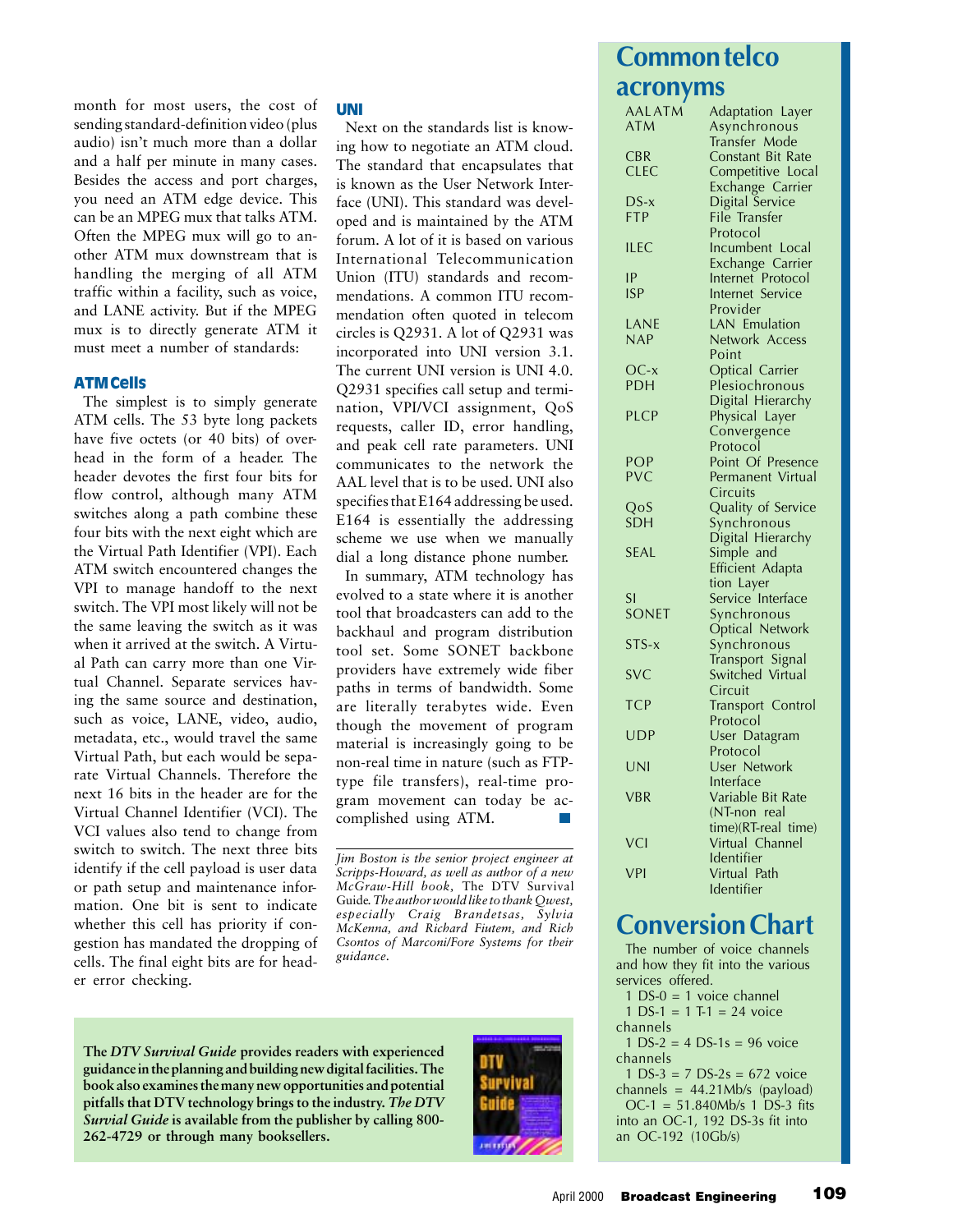month for most users, the cost of sending standard-definition video (plus audio) isn't much more than a dollar and a half per minute in many cases. Besides the access and port charges, you need an ATM edge device. This can be an MPEG mux that talks ATM. Often the MPEG mux will go to another ATM mux downstream that is handling the merging of all ATM traffic within a facility, such as voice, and LANE activity. But if the MPEG mux is to directly generate ATM it must meet a number of standards:

### ATM Cells

The simplest is to simply generate ATM cells. The 53 byte long packets have five octets (or 40 bits) of overhead in the form of a header. The header devotes the first four bits for flow control, although many ATM switches along a path combine these four bits with the next eight which are the Virtual Path Identifier (VPI). Each ATM switch encountered changes the VPI to manage handoff to the next switch. The VPI most likely will not be the same leaving the switch as it was when it arrived at the switch. A Virtual Path can carry more than one Virtual Channel. Separate services having the same source and destination, such as voice, LANE, video, audio, metadata, etc., would travel the same Virtual Path, but each would be separate Virtual Channels. Therefore the next 16 bits in the header are for the Virtual Channel Identifier (VCI). The VCI values also tend to change from switch to switch. The next three bits identify if the cell payload is user data or path setup and maintenance information. One bit is sent to indicate whether this cell has priority if congestion has mandated the dropping of cells. The final eight bits are for header error checking.

### UNI

Next on the standards list is knowing how to negotiate an ATM cloud. The standard that encapsulates that is known as the User Network Interface (UNI). This standard was developed and is maintained by the ATM forum. A lot of it is based on various International Telecommunication Union (ITU) standards and recommendations. A common ITU recommendation often quoted in telecom circles is Q2931. A lot of Q2931 was incorporated into UNI version 3.1. The current UNI version is UNI 4.0. Q2931 specifies call setup and termination, VPI/VCI assignment, QoS requests, caller ID, error handling, and peak cell rate parameters. UNI communicates to the network the AAL level that is to be used. UNI also specifies that E164 addressing be used. E164 is essentially the addressing scheme we use when we manually dial a long distance phone number.

In summary, ATM technology has evolved to a state where it is another tool that broadcasters can add to the backhaul and program distribution tool set. Some SONET backbone providers have extremely wide fiber paths in terms of bandwidth. Some are literally terabytes wide. Even though the movement of program material is increasingly going to be non-real time in nature (such as FTP-type file transfers), real-time program movement can today be accomplished using ATM.

*Jim Boston is the senior project engineer at Scripps-Howard, as well as author of a new McGraw-Hill book,* The DTV Survival Guide. *The author would like to thank Qwest, especially Craig Brandetsas, Sylvia McKenna, and Richard Fiutem, and Rich Csontos of Marconi/Fore Systems for their guidance.*

**The *DTV Survival Guide* provides readers with experienced guidance in the planning and building new digital facilities. The book also examines the many new opportunities and potential pitfalls that DTV technology brings to the industry. *The DTV Survial Guide* is available from the publisher by calling 800-262-4729 or through many booksellers.**

## Common telco acronyms

| | |
|---|---|
| AAL ATM | Adaptation Layer |
| ATM | Asynchronous Transfer Mode |
| CBR | Constant Bit Rate |
| CLEC | Competitive Local Exchange Carrier |
| DS-x | Digital Service |
| FTP | File Transfer Protocol |
| ILEC | Incumbent Local Exchange Carrier |
| IP | Internet Protocol |
| ISP | Internet Service Provider |
| LANE | LAN Emulation |
| NAP | Network Access Point |
| OC-x | Optical Carrier |
| PDH | Plesiochronous Digital Hierarchy |
| PLCP | Physical Layer Convergence Protocol |
| POP | Point Of Presence |
| PVC | Permanent Virtual Circuits |
| QoS | Quality of Service |
| SDH | Synchronous Digital Hierarchy |
| SEAL | Simple and Efficient Adaptation Layer |
| SI | Service Interface |
| SONET | Synchronous Optical Network |
| STS-x | Synchronous Transport Signal |
| SVC | Switched Virtual Circuit |
| TCP | Transport Control Protocol |
| UDP | User Datagram Protocol |
| UNI | User Network Interface |
| VBR | Variable Bit Rate (NT-non real time)(RT-real time) |
| VCI | Virtual Channel Identifier |
| VPI | Virtual Path Identifier |

## Conversion Chart

The number of voice channels and how they fit into the various services offered.

1 DS-0 = 1 voice channel

1 DS-1 = 1 T-1 = 24 voice channels

1 DS-2 = 4 DS-1s = 96 voice channels

1 DS-3 = 7 DS-2s = 672 voice channels = 44.21Mb/s (payload)

OC-1 = 51.840Mb/s 1 DS-3 fits into an OC-1, 192 DS-3s fit into an OC-192 (10Gb/s)